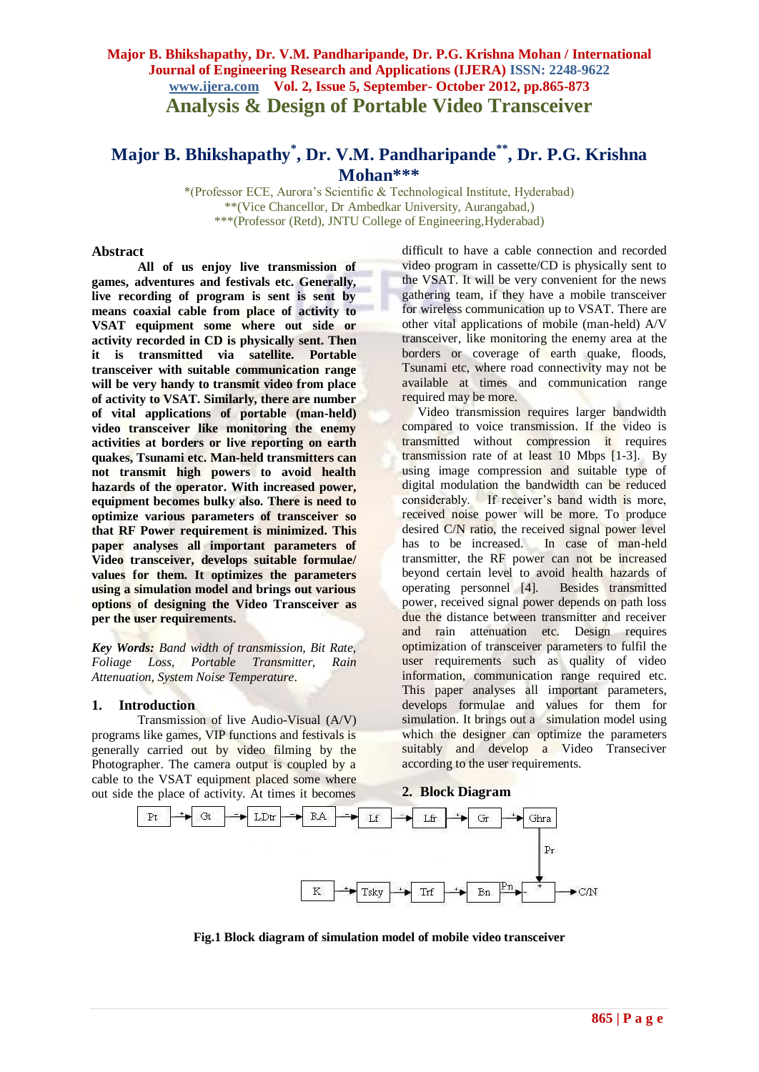# Analysis & Design of Portable Video Transceiver

## Major B. Bhikshapathy*, Dr. V.M. Pandharipande**, Dr. P.G. Krishna Mohan***

*(Professor ECE, Aurora's Scientific & Technological Institute, Hyderabad)
**(Vice Chancellor, Dr Ambedkar University, Aurangabad,)
***(Professor (Retd), JNTU College of Engineering,Hyderabad)

### Abstract

**All of us enjoy live transmission of games, adventures and festivals etc. Generally, live recording of program is sent is sent by means coaxial cable from place of activity to VSAT equipment some where out side or activity recorded in CD is physically sent. Then it is transmitted via satellite. Portable transceiver with suitable communication range will be very handy to transmit video from place of activity to VSAT. Similarly, there are number of vital applications of portable (man-held) video transceiver like monitoring the enemy activities at borders or live reporting on earth quakes, Tsunami etc. Man-held transmitters can not transmit high powers to avoid health hazards of the operator. With increased power, equipment becomes bulky also. There is need to optimize various parameters of transceiver so that RF Power requirement is minimized. This paper analyses all important parameters of Video transceiver, develops suitable formulae/ values for them. It optimizes the parameters using a simulation model and brings out various options of designing the Video Transceiver as per the user requirements.**

***Key Words:*** *Band width of transmission, Bit Rate, Foliage Loss, Portable Transmitter, Rain Attenuation, System Noise Temperature.*

### 1. Introduction

Transmission of live Audio-Visual (A/V) programs like games, VIP functions and festivals is generally carried out by video filming by the Photographer. The camera output is coupled by a cable to the VSAT equipment placed some where out side the place of activity. At times it becomes difficult to have a cable connection and recorded video program in cassette/CD is physically sent to the VSAT. It will be very convenient for the news gathering team, if they have a mobile transceiver for wireless communication up to VSAT. There are other vital applications of mobile (man-held) A/V transceiver, like monitoring the enemy area at the borders or coverage of earth quake, floods, Tsunami etc, where road connectivity may not be available at times and communication range required may be more.

Video transmission requires larger bandwidth compared to voice transmission. If the video is transmitted without compression it requires transmission rate of at least 10 Mbps [1-3]. By using image compression and suitable type of digital modulation the bandwidth can be reduced considerably. If receiver's band width is more, received noise power will be more. To produce desired C/N ratio, the received signal power level has to be increased. In case of man-held transmitter, the RF power can not be increased beyond certain level to avoid health hazards of operating personnel [4]. Besides transmitted power, received signal power depends on path loss due the distance between transmitter and receiver and rain attenuation etc. Design requires optimization of transceiver parameters to fulfil the user requirements such as quality of video information, communication range required etc. This paper analyses all important parameters, develops formulae and values for them for simulation. It brings out a simulation model using which the designer can optimize the parameters suitably and develop a Video Transceiver according to the user requirements.

### 2. Block Diagram

Fig.1 Block diagram of simulation model of mobile video transceiver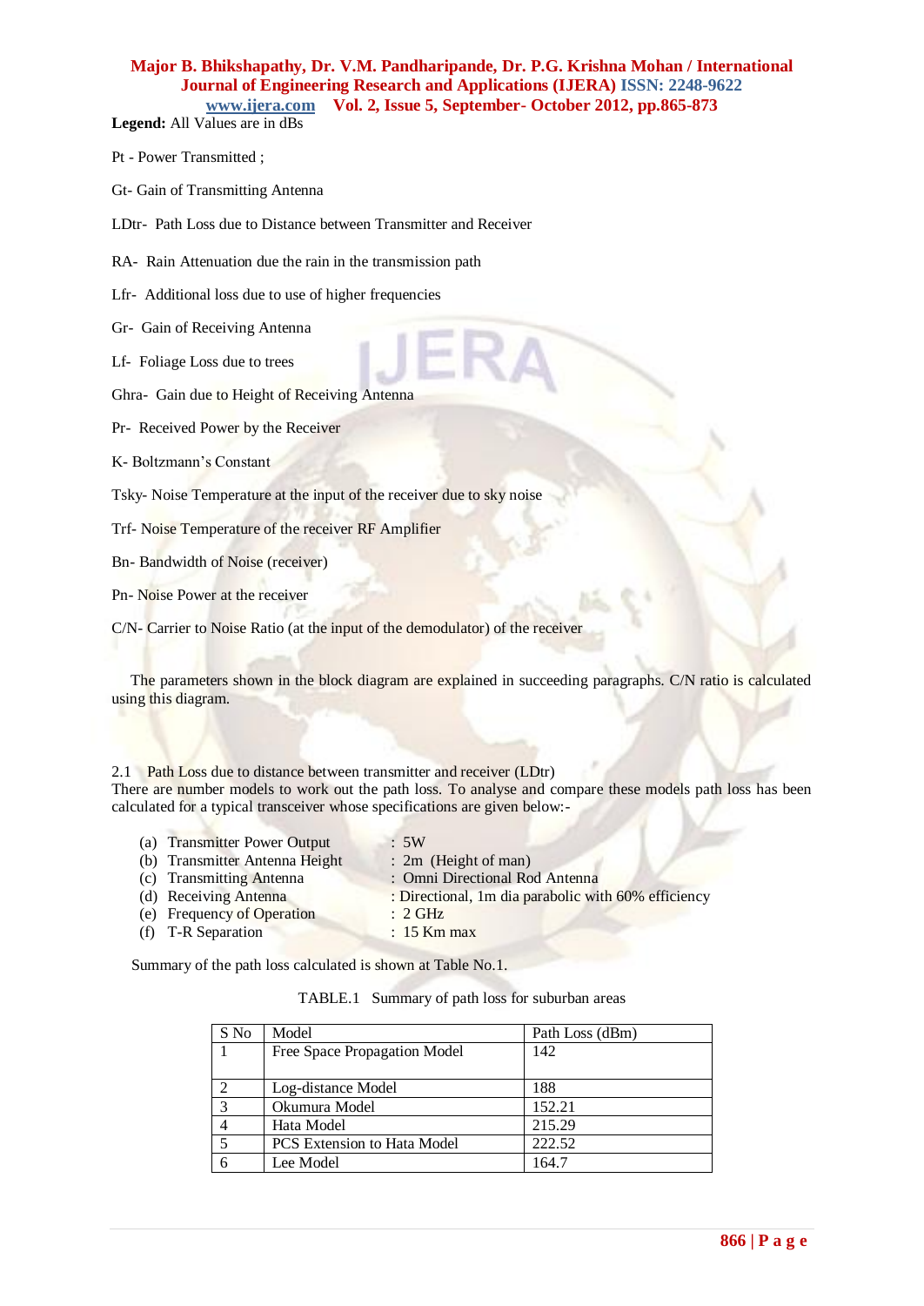**Legend:** All Values are in dBs

Pt - Power Transmitted ;

Gt- Gain of Transmitting Antenna

LDtr- Path Loss due to Distance between Transmitter and Receiver

RA- Rain Attenuation due the rain in the transmission path

Lfr- Additional loss due to use of higher frequencies

Gr- Gain of Receiving Antenna

Lf- Foliage Loss due to trees

Ghra- Gain due to Height of Receiving Antenna

Pr- Received Power by the Receiver

K- Boltzmann's Constant

Tsky- Noise Temperature at the input of the receiver due to sky noise

Trf- Noise Temperature of the receiver RF Amplifier

Bn- Bandwidth of Noise (receiver)

Pn- Noise Power at the receiver

C/N- Carrier to Noise Ratio (at the input of the demodulator) of the receiver

The parameters shown in the block diagram are explained in succeeding paragraphs. C/N ratio is calculated using this diagram.

2.1 Path Loss due to distance between transmitter and receiver (LDtr)

There are number models to work out the path loss. To analyse and compare these models path loss has been calculated for a typical transceiver whose specifications are given below:-

(a) Transmitter Power Output : 5W
(b) Transmitter Antenna Height : 2m (Height of man)
(c) Transmitting Antenna : Omni Directional Rod Antenna
(d) Receiving Antenna : Directional, 1m dia parabolic with 60% efficiency
(e) Frequency of Operation : 2 GHz
(f) T-R Separation : 15 Km max

Summary of the path loss calculated is shown at Table No.1.

TABLE.1 Summary of path loss for suburban areas

| S No | Model | Path Loss (dBm) |
|---|---|---|
| 1 | Free Space Propagation Model | 142 |
| 2 | Log-distance Model | 188 |
| 3 | Okumura Model | 152.21 |
| 4 | Hata Model | 215.29 |
| 5 | PCS Extension to Hata Model | 222.52 |
| 6 | Lee Model | 164.7 |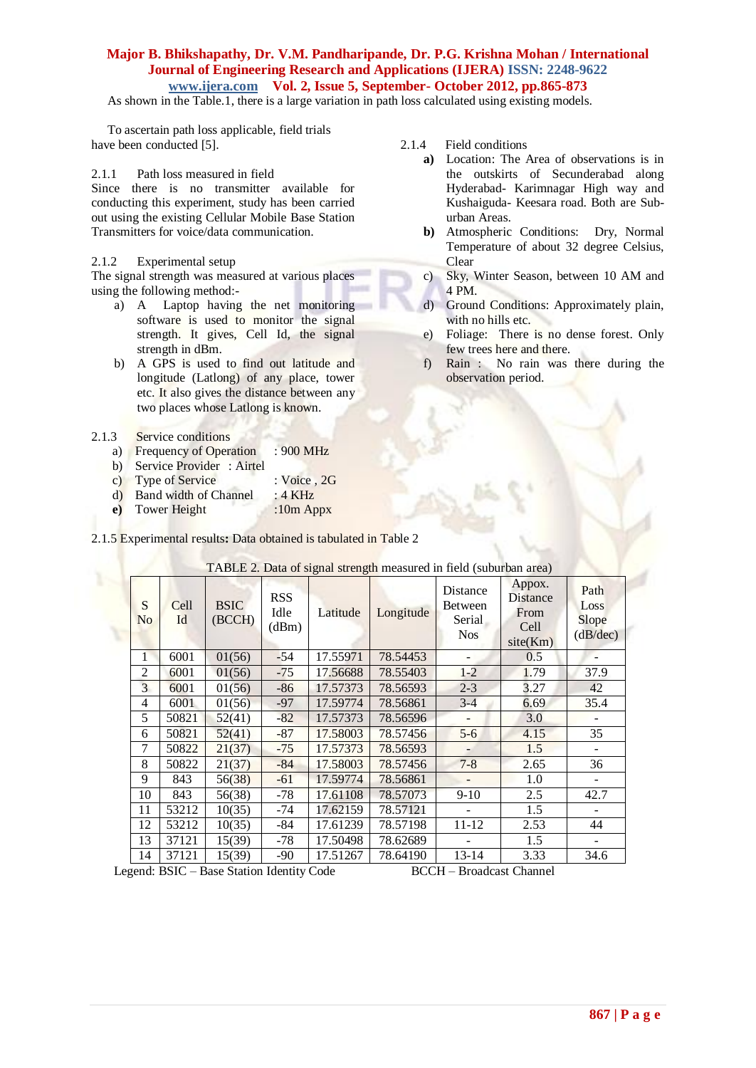As shown in the Table.1, there is a large variation in path loss calculated using existing models.

To ascertain path loss applicable, field trials have been conducted [5].

2.1.1 Path loss measured in field

Since there is no transmitter available for conducting this experiment, study has been carried out using the existing Cellular Mobile Base Station Transmitters for voice/data communication.

2.1.2 Experimental setup

The signal strength was measured at various places using the following method:-

a) A Laptop having the net monitoring software is used to monitor the signal strength. It gives, Cell Id, the signal strength in dBm.
b) A GPS is used to find out latitude and longitude (Latlong) of any place, tower etc. It also gives the distance between any two places whose Latlong is known.

2.1.3 Service conditions

a) Frequency of Operation : 900 MHz
b) Service Provider : Airtel
c) Type of Service : Voice , 2G
d) Band width of Channel : 4 KHz
**e)** Tower Height :10m Appx

2.1.4 Field conditions

**a)** Location: The Area of observations is in the outskirts of Secunderabad along Hyderabad- Karimnagar High way and Kushaiguda- Keesara road. Both are Sub-urban Areas.

**b)** Atmospheric Conditions: Dry, Normal Temperature of about 32 degree Celsius, Clear

c) Sky, Winter Season, between 10 AM and 4 PM.

d) Ground Conditions: Approximately plain, with no hills etc.

e) Foliage: There is no dense forest. Only few trees here and there.

f) Rain : No rain was there during the observation period.

2.1.5 Experimental results**:** Data obtained is tabulated in Table 2

TABLE 2. Data of signal strength measured in field (suburban area)

| S No | Cell Id | BSIC (BCCH) | RSS Idle (dBm) | Latitude | Longitude | Distance Between Serial Nos | Appox. Distance From Cell site(Km) | Path Loss Slope (dB/dec) |
|---|---|---|---|---|---|---|---|---|
| 1 | 6001 | 01(56) | -54 | 17.55971 | 78.54453 | - | 0.5 | - |
| 2 | 6001 | 01(56) | -75 | 17.56688 | 78.55403 | 1-2 | 1.79 | 37.9 |
| 3 | 6001 | 01(56) | -86 | 17.57373 | 78.56593 | 2-3 | 3.27 | 42 |
| 4 | 6001 | 01(56) | -97 | 17.59774 | 78.56861 | 3-4 | 6.69 | 35.4 |
| 5 | 50821 | 52(41) | -82 | 17.57373 | 78.56596 | - | 3.0 | - |
| 6 | 50821 | 52(41) | -87 | 17.58003 | 78.57456 | 5-6 | 4.15 | 35 |
| 7 | 50822 | 21(37) | -75 | 17.57373 | 78.56593 | - | 1.5 | - |
| 8 | 50822 | 21(37) | -84 | 17.58003 | 78.57456 | 7-8 | 2.65 | 36 |
| 9 | 843 | 56(38) | -61 | 17.59774 | 78.56861 | - | 1.0 | - |
| 10 | 843 | 56(38) | -78 | 17.61108 | 78.57073 | 9-10 | 2.5 | 42.7 |
| 11 | 53212 | 10(35) | -74 | 17.62159 | 78.57121 | - | 1.5 | - |
| 12 | 53212 | 10(35) | -84 | 17.61239 | 78.57198 | 11-12 | 2.53 | 44 |
| 13 | 37121 | 15(39) | -78 | 17.50498 | 78.62689 | - | 1.5 | - |
| 14 | 37121 | 15(39) | -90 | 17.51267 | 78.64190 | 13-14 | 3.33 | 34.6 |

Legend: BSIC – Base Station Identity Code BCCH – Broadcast Channel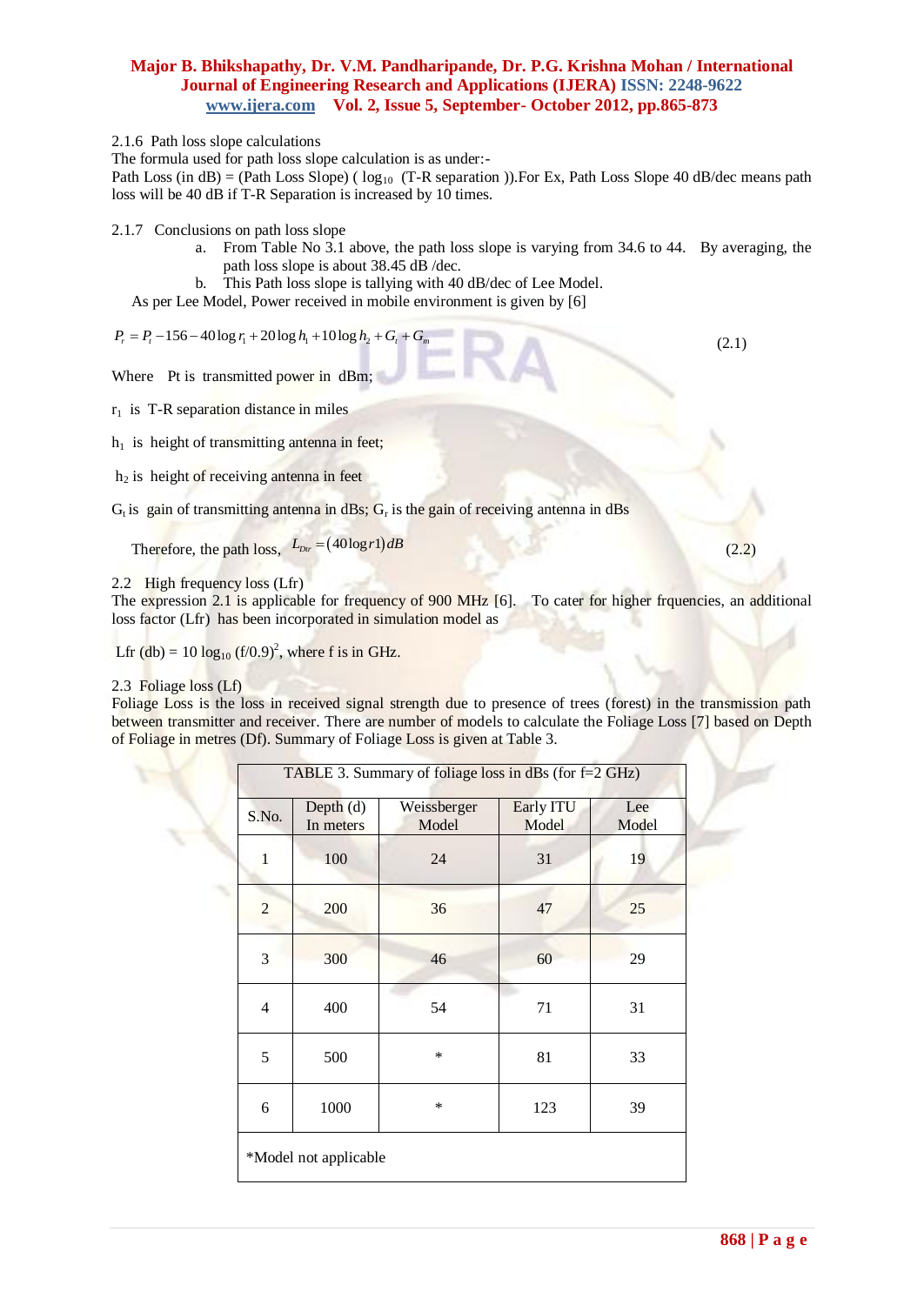2.1.6 Path loss slope calculations

The formula used for path loss slope calculation is as under:-

Path Loss (in dB) = (Path Loss Slope) ( $\log_{10}$ (T-R separation )).For Ex, Path Loss Slope 40 dB/dec means path loss will be 40 dB if T-R Separation is increased by 10 times.

2.1.7 Conclusions on path loss slope

a. From Table No 3.1 above, the path loss slope is varying from 34.6 to 44. By averaging, the path loss slope is about 38.45 dB /dec.

b. This Path loss slope is tallying with 40 dB/dec of Lee Model.

As per Lee Model, Power received in mobile environment is given by [6]

$$P_r = P_t - 156 - 40\log r_1 + 20\log h_1 + 10\log h_2 + G_t + G_m \tag{2.1}$$

Where Pt is transmitted power in dBm;

$r_1$ is T-R separation distance in miles

$h_1$ is height of transmitting antenna in feet;

$h_2$ is height of receiving antenna in feet

$G_t$ is gain of transmitting antenna in dBs; $G_r$ is the gain of receiving antenna in dBs

Therefore, the path loss, $L_{Dtr} = (40\log r1)\,dB$ (2.2)

2.2 High frequency loss (Lfr)

The expression 2.1 is applicable for frequency of 900 MHz [6]. To cater for higher frquencies, an additional loss factor (Lfr) has been incorporated in simulation model as

Lfr (db) = 10 $\log_{10}$ $(f/0.9)^2$, where f is in GHz.

2.3 Foliage loss (Lf)

Foliage Loss is the loss in received signal strength due to presence of trees (forest) in the transmission path between transmitter and receiver. There are number of models to calculate the Foliage Loss [7] based on Depth of Foliage in metres (Df). Summary of Foliage Loss is given at Table 3.

TABLE 3. Summary of foliage loss in dBs (for f=2 GHz)

| S.No. | Depth (d) In meters | Weissberger Model | Early ITU Model | Lee Model |
|---|---|---|---|---|
| 1 | 100 | 24 | 31 | 19 |
| 2 | 200 | 36 | 47 | 25 |
| 3 | 300 | 46 | 60 | 29 |
| 4 | 400 | 54 | 71 | 31 |
| 5 | 500 | * | 81 | 33 |
| 6 | 1000 | * | 123 | 39 |

*Model not applicable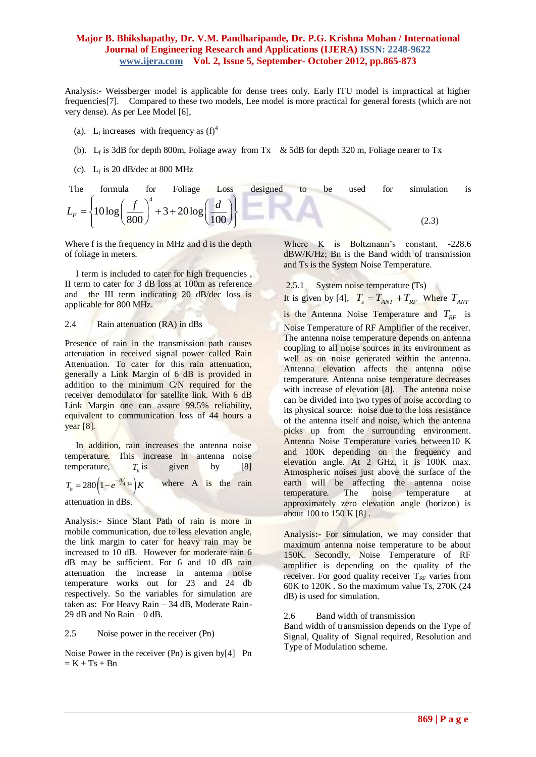Analysis:- Weissberger model is applicable for dense trees only. Early ITU model is impractical at higher frequencies[7]. Compared to these two models, Lee model is more practical for general forests (which are not very dense). As per Lee Model [6],

(a). $L_f$ increases with frequency as $(f)^4$

(b). $L_f$ is 3dB for depth 800m, Foliage away from Tx & 5dB for depth 320 m, Foliage nearer to Tx

(c). $L_f$ is 20 dB/dec at 800 MHz

The formula for Foliage Loss designed to be used for simulation is

$$L_F = \left\{ 10\log\left(\frac{f}{800}\right)^4 + 3 + 20\log\left(\frac{d}{100}\right) \right\} \tag{2.3}$$

Where f is the frequency in MHz and d is the depth of foliage in meters.

I term is included to cater for high frequencies , II term to cater for 3 dB loss at 100m as reference and the III term indicating 20 dB/dec loss is applicable for 800 MHz.

## 2.4 Rain attenuation (RA) in dBs

Presence of rain in the transmission path causes attenuation in received signal power called Rain Attenuation. To cater for this rain attenuation, generally a Link Margin of 6 dB is provided in addition to the minimum C/N required for the receiver demodulator for satellite link. With 6 dB Link Margin one can assure 99.5% reliability, equivalent to communication loss of 44 hours a year [8].

In addition, rain increases the antenna noise temperature. This increase in antenna noise temperature, $T_b$ is given by [8] $T_b = 280\left(1 - e^{-A/4.34}\right)K$ where A is the rain attenuation in dBs.

Analysis:- Since Slant Path of rain is more in mobile communication, due to less elevation angle, the link margin to cater for heavy rain may be increased to 10 dB. However for moderate rain 6 dB may be sufficient. For 6 and 10 dB rain attenuation the increase in antenna noise temperature works out for 23 and 24 db respectively. So the variables for simulation are taken as: For Heavy Rain – 34 dB, Moderate Rain- 29 dB and No Rain – 0 dB.

## 2.5 Noise power in the receiver (Pn)

Noise Power in the receiver (Pn) is given by[4] Pn = K + Ts + Bn

Where K is Boltzmann's constant, -228.6 dBW/K/Hz; Bn is the Band width of transmission and Ts is the System Noise Temperature.

### 2.5.1 System noise temperature (Ts)

It is given by [4], $T_s = T_{ANT} + T_{RF}$ Where $T_{ANT}$ is the Antenna Noise Temperature and $T_{RF}$ is Noise Temperature of RF Amplifier of the receiver. The antenna noise temperature depends on antenna coupling to all noise sources in its environment as well as on noise generated within the antenna. Antenna elevation affects the antenna noise temperature. Antenna noise temperature decreases with increase of elevation [8]. The antenna noise can be divided into two types of noise according to its physical source: noise due to the loss resistance of the antenna itself and noise, which the antenna picks up from the surrounding environment. Antenna Noise Temperature varies between10 K and 100K depending on the frequency and elevation angle. At 2 GHz, it is 100K max. Atmospheric noises just above the surface of the earth will be affecting the antenna noise temperature. The noise temperature at approximately zero elevation angle (horizon) is about 100 to 150 K [8] .

**Analysis:-** For simulation, we may consider that maximum antenna noise temperature to be about 150K. Secondly, Noise Temperature of RF amplifier is depending on the quality of the receiver. For good quality receiver $T_{RF}$ varies from 60K to 120K . So the maximum value Ts, 270K (24 dB) is used for simulation.

## 2.6 Band width of transmission

Band width of transmission depends on the Type of Signal, Quality of Signal required, Resolution and Type of Modulation scheme.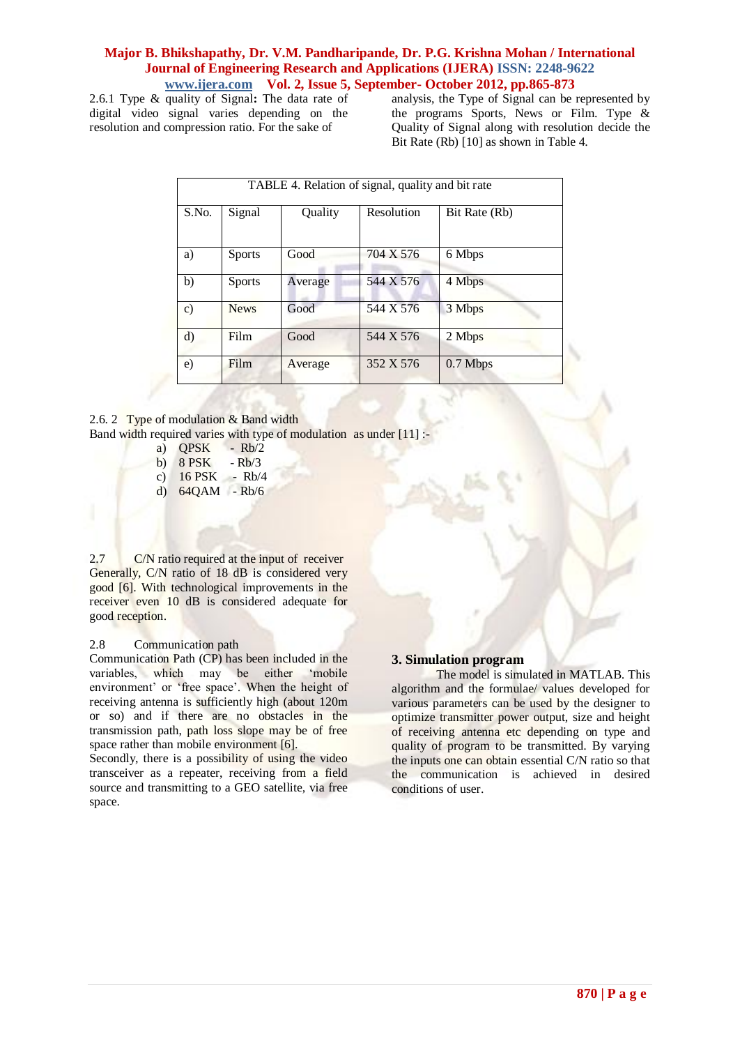2.6.1 Type & quality of Signal**:** The data rate of digital video signal varies depending on the resolution and compression ratio. For the sake of analysis, the Type of Signal can be represented by the programs Sports, News or Film. Type & Quality of Signal along with resolution decide the Bit Rate (Rb) [10] as shown in Table 4.

TABLE 4. Relation of signal, quality and bit rate

| S.No. | Signal | Quality | Resolution | Bit Rate (Rb) |
|---|---|---|---|---|
| a) | Sports | Good | 704 X 576 | 6 Mbps |
| b) | Sports | Average | 544 X 576 | 4 Mbps |
| c) | News | Good | 544 X 576 | 3 Mbps |
| d) | Film | Good | 544 X 576 | 2 Mbps |
| e) | Film | Average | 352 X 576 | 0.7 Mbps |

2.6. 2 Type of modulation & Band width

Band width required varies with type of modulation as under [11] :-

a) QPSK - Rb/2
b) 8 PSK - Rb/3
c) 16 PSK - Rb/4
d) 64QAM - Rb/6

2.7 C/N ratio required at the input of receiver

Generally, C/N ratio of 18 dB is considered very good [6]. With technological improvements in the receiver even 10 dB is considered adequate for good reception.

2.8 Communication path

Communication Path (CP) has been included in the variables, which may be either 'mobile environment' or 'free space'. When the height of receiving antenna is sufficiently high (about 120m or so) and if there are no obstacles in the transmission path, path loss slope may be of free space rather than mobile environment [6].

Secondly, there is a possibility of using the video transceiver as a repeater, receiving from a field source and transmitting to a GEO satellite, via free space.

## 3. Simulation program

The model is simulated in MATLAB. This algorithm and the formulae/ values developed for various parameters can be used by the designer to optimize transmitter power output, size and height of receiving antenna etc depending on type and quality of program to be transmitted. By varying the inputs one can obtain essential C/N ratio so that the communication is achieved in desired conditions of user.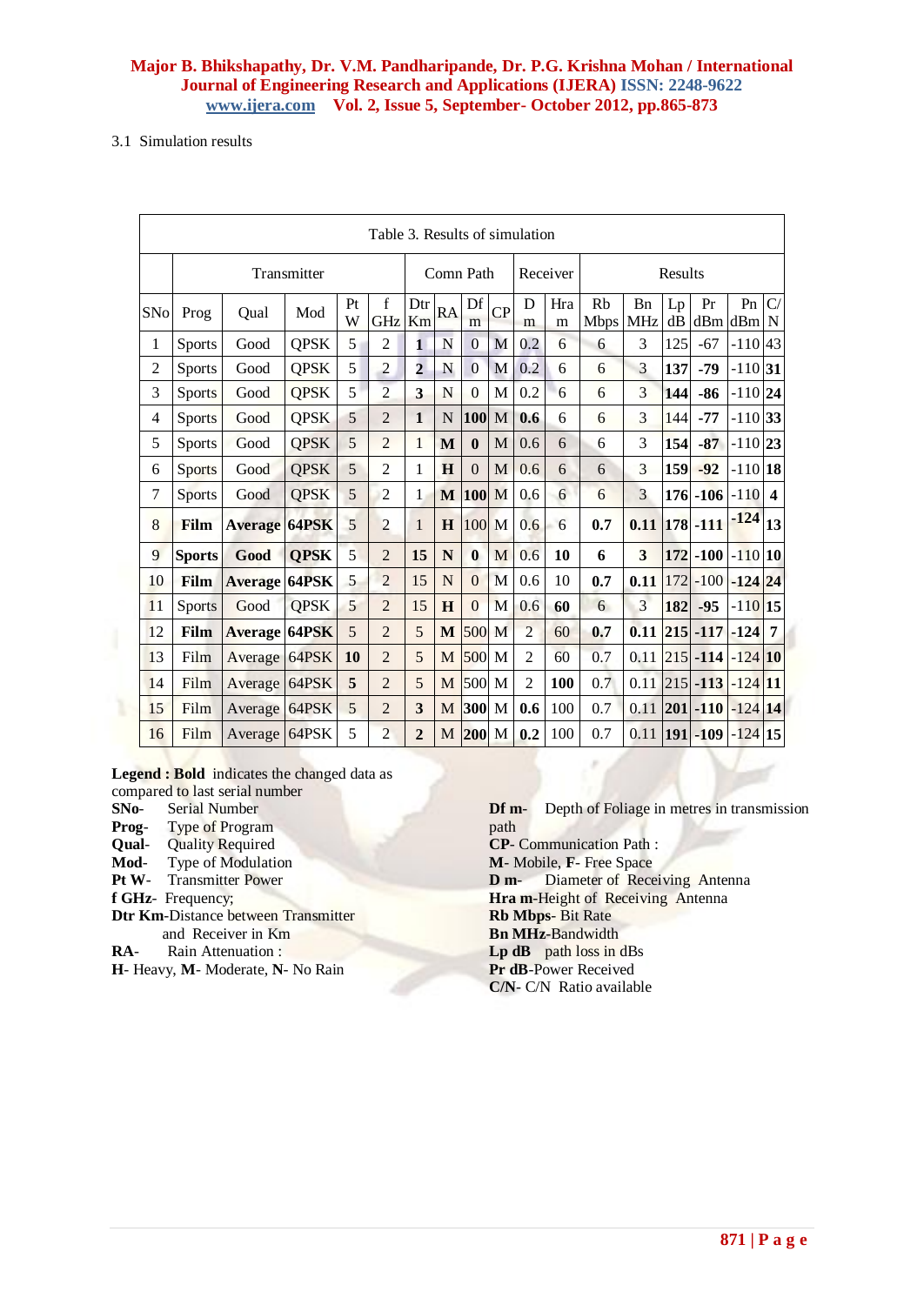3.1 Simulation results

Table 3. Results of simulation

| | Transmitter | | | | | Comn Path | | | | Receiver | | Results | | | | | |
|---|---|---|---|---|---|---|---|---|---|---|---|---|---|---|---|---|---|
| SNo | Prog | Qual | Mod | Pt W | f GHz | Dtr Km | RA | Df m | CP | D m | Hra m | Rb Mbps | Bn MHz | Lp dB | Pr dBm | Pn dBm | C/N |
| 1 | Sports | Good | QPSK | 5 | 2 | 1 | N | 0 | M | 0.2 | 6 | 6 | 3 | 125 | -67 | -110 | 43 |
| 2 | Sports | Good | QPSK | 5 | 2 | **2** | N | 0 | M | 0.2 | 6 | 6 | 3 | **137** | **-79** | -110 | **31** |
| 3 | Sports | Good | QPSK | 5 | 2 | **3** | N | 0 | M | 0.2 | 6 | 6 | 3 | **144** | **-86** | -110 | **24** |
| 4 | Sports | Good | QPSK | 5 | 2 | **1** | N | **100** | M | **0.6** | 6 | 6 | 3 | 144 | **-77** | -110 | **33** |
| 5 | Sports | Good | QPSK | 5 | 2 | 1 | **M** | **0** | M | 0.6 | 6 | 6 | 3 | **154** | **-87** | -110 | **23** |
| 6 | Sports | Good | QPSK | 5 | 2 | 1 | **H** | 0 | M | 0.6 | 6 | 6 | 3 | **159** | **-92** | -110 | **18** |
| 7 | Sports | Good | QPSK | 5 | 2 | 1 | **M** | **100** | M | 0.6 | 6 | 6 | 3 | **176** | **-106** | -110 | **4** |
| 8 | **Film** | **Average** | **64PSK** | 5 | 2 | 1 | **H** | 100 | M | 0.6 | 6 | **0.7** | **0.11** | **178** | **-111** | **-124** | **13** |
| 9 | **Sports** | **Good** | **QPSK** | 5 | 2 | **15** | **N** | **0** | M | 0.6 | **10** | **6** | **3** | **172** | **-100** | -110 | **10** |
| 10 | **Film** | **Average** | **64PSK** | 5 | 2 | 15 | N | 0 | M | 0.6 | 10 | **0.7** | **0.11** | 172 | -100 | **-124** | **24** |
| 11 | Sports | Good | QPSK | 5 | 2 | 15 | **H** | 0 | M | 0.6 | **60** | 6 | 3 | **182** | **-95** | -110 | **15** |
| 12 | **Film** | **Average** | **64PSK** | 5 | 2 | 5 | **M** | 500 | M | 2 | 60 | **0.7** | **0.11** | **215** | **-117** | **-124** | **7** |
| 13 | Film | Average | 64PSK | **10** | 2 | 5 | M | 500 | M | 2 | 60 | 0.7 | 0.11 | 215 | **-114** | -124 | **10** |
| 14 | Film | Average | 64PSK | **5** | 2 | 5 | M | 500 | M | 2 | **100** | 0.7 | 0.11 | 215 | **-113** | -124 | **11** |
| 15 | Film | Average | 64PSK | 5 | 2 | **3** | M | **300** | M | **0.6** | 100 | 0.7 | 0.11 | **201** | **-110** | -124 | **14** |
| 16 | Film | Average | 64PSK | 5 | 2 | **2** | M | **200** | M | **0.2** | 100 | 0.7 | 0.11 | **191** | **-109** | -124 | **15** |

**Legend : Bold** indicates the changed data as compared to last serial number

**SNo-** Serial Number
**Prog-** Type of Program
**Qual-** Quality Required
**Mod-** Type of Modulation
**Pt W-** Transmitter Power
**f GHz-** Frequency;
**Dtr Km**-Distance between Transmitter and Receiver in Km
**RA-** Rain Attenuation :
**H**- Heavy, **M**- Moderate, **N**- No Rain
**Df m-** Depth of Foliage in metres in transmission path
**CP**- Communication Path :
**M**- Mobile, **F**- Free Space
**D m-** Diameter of Receiving Antenna
**Hra m**-Height of Receiving Antenna
**Rb Mbps**- Bit Rate
**Bn MHz**-Bandwidth
**Lp dB** path loss in dBs
**Pr dB**-Power Received
**C/N**- C/N Ratio available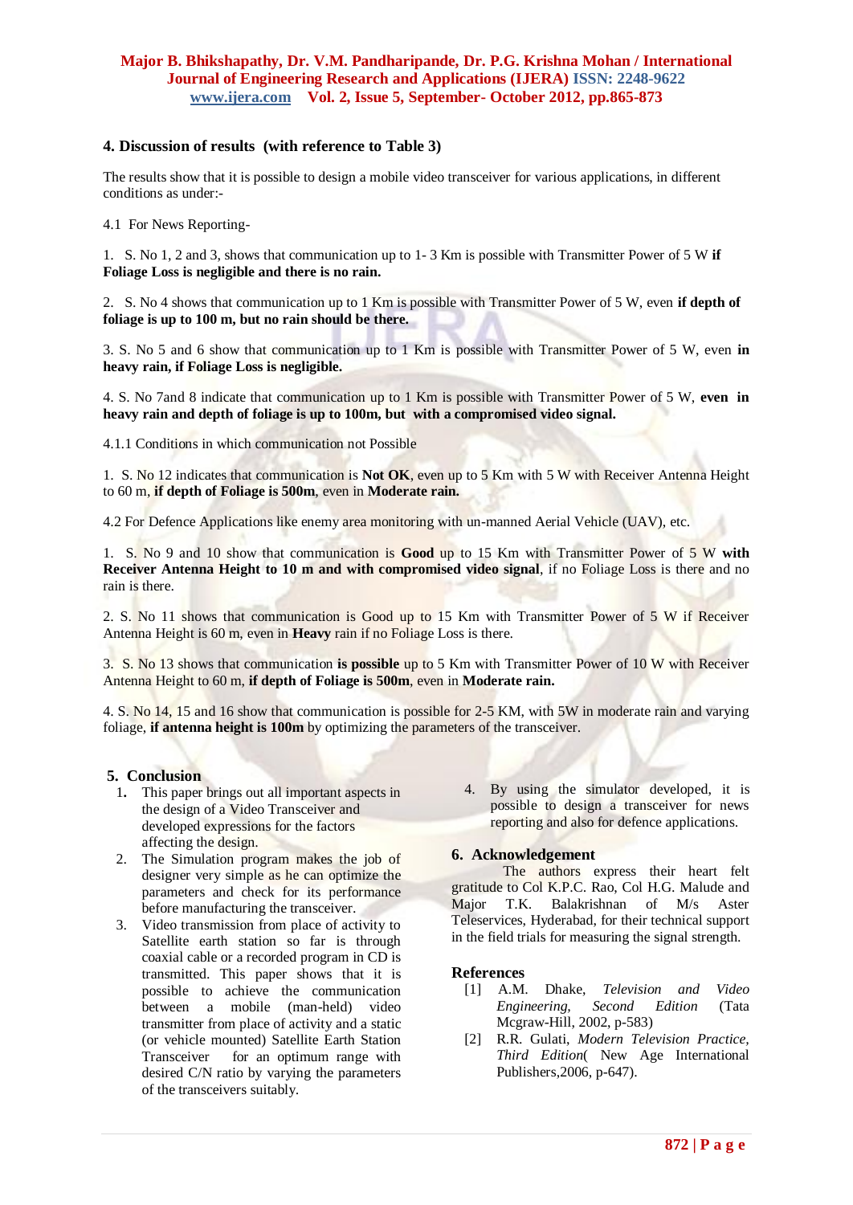## 4. Discussion of results (with reference to Table 3)

The results show that it is possible to design a mobile video transceiver for various applications, in different conditions as under:-

4.1 For News Reporting-

1. S. No 1, 2 and 3, shows that communication up to 1- 3 Km is possible with Transmitter Power of 5 W **if Foliage Loss is negligible and there is no rain.**

2. S. No 4 shows that communication up to 1 Km is possible with Transmitter Power of 5 W, even **if depth of foliage is up to 100 m, but no rain should be there.**

3. S. No 5 and 6 show that communication up to 1 Km is possible with Transmitter Power of 5 W, even **in heavy rain, if Foliage Loss is negligible.**

4. S. No 7and 8 indicate that communication up to 1 Km is possible with Transmitter Power of 5 W, **even in heavy rain and depth of foliage is up to 100m, but with a compromised video signal.**

4.1.1 Conditions in which communication not Possible

1. S. No 12 indicates that communication is **Not OK**, even up to 5 Km with 5 W with Receiver Antenna Height to 60 m, **if depth of Foliage is 500m**, even in **Moderate rain.**

4.2 For Defence Applications like enemy area monitoring with un-manned Aerial Vehicle (UAV), etc.

1. S. No 9 and 10 show that communication is **Good** up to 15 Km with Transmitter Power of 5 W **with Receiver Antenna Height to 10 m and with compromised video signal**, if no Foliage Loss is there and no rain is there.

2. S. No 11 shows that communication is Good up to 15 Km with Transmitter Power of 5 W if Receiver Antenna Height is 60 m, even in **Heavy** rain if no Foliage Loss is there.

3. S. No 13 shows that communication **is possible** up to 5 Km with Transmitter Power of 10 W with Receiver Antenna Height to 60 m, **if depth of Foliage is 500m**, even in **Moderate rain.**

4. S. No 14, 15 and 16 show that communication is possible for 2-5 KM, with 5W in moderate rain and varying foliage, **if antenna height is 100m** by optimizing the parameters of the transceiver.

## 5. Conclusion

1. This paper brings out all important aspects in the design of a Video Transceiver and developed expressions for the factors affecting the design.
2. The Simulation program makes the job of designer very simple as he can optimize the parameters and check for its performance before manufacturing the transceiver.
3. Video transmission from place of activity to Satellite earth station so far is through coaxial cable or a recorded program in CD is transmitted. This paper shows that it is possible to achieve the communication between a mobile (man-held) video transmitter from place of activity and a static (or vehicle mounted) Satellite Earth Station Transceiver for an optimum range with desired C/N ratio by varying the parameters of the transceivers suitably.
4. By using the simulator developed, it is possible to design a transceiver for news reporting and also for defence applications.

## 6. Acknowledgement

The authors express their heart felt gratitude to Col K.P.C. Rao, Col H.G. Malude and Major T.K. Balakrishnan of M/s Aster Teleservices, Hyderabad, for their technical support in the field trials for measuring the signal strength.

## References

[1] A.M. Dhake, *Television and Video Engineering, Second Edition* (Tata Mcgraw-Hill, 2002, p-583)

[2] R.R. Gulati, *Modern Television Practice, Third Edition*( New Age International Publishers,2006, p-647).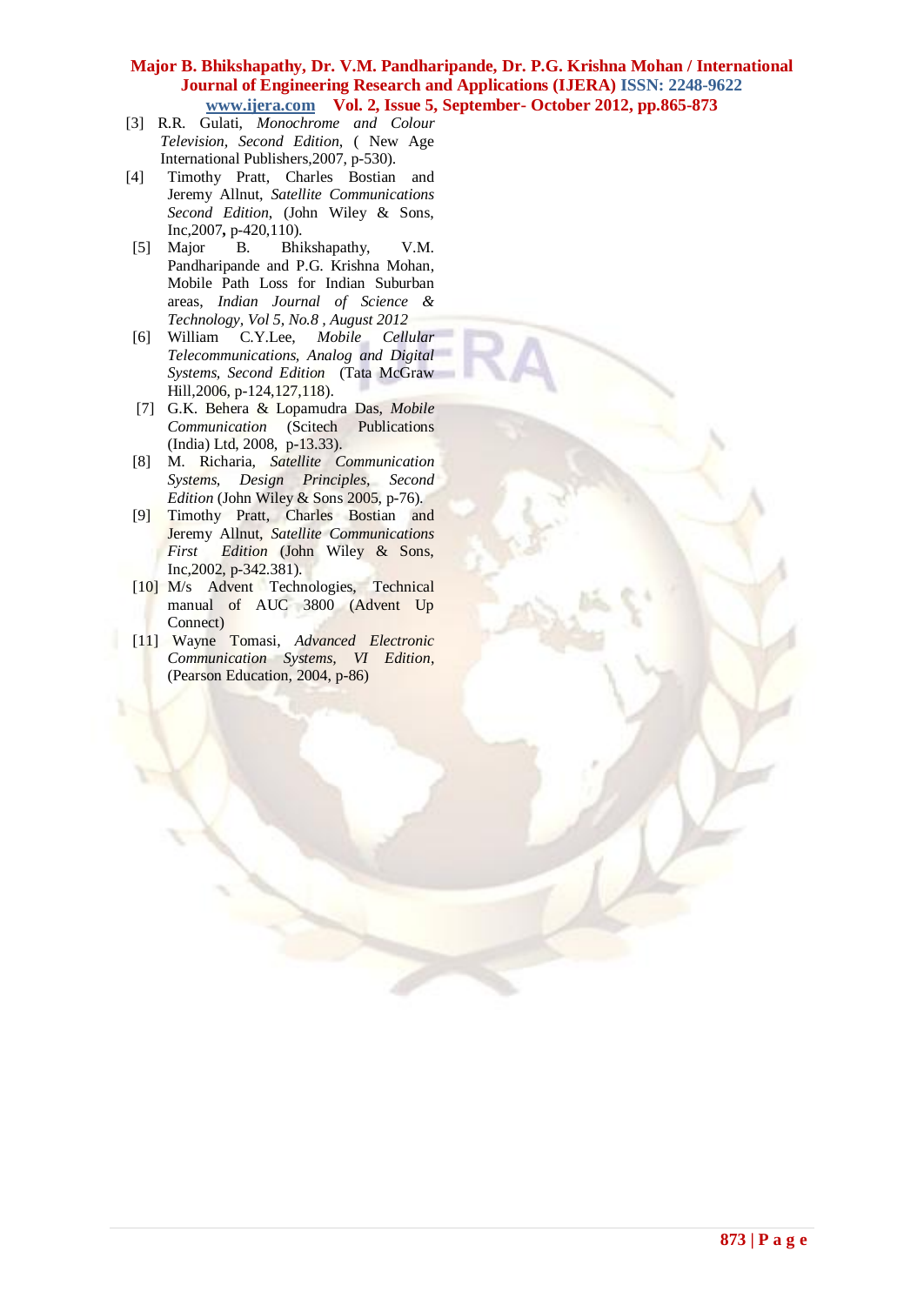[3] R.R. Gulati, *Monochrome and Colour Television, Second Edition*, ( New Age International Publishers,2007, p-530).

[4] Timothy Pratt, Charles Bostian and Jeremy Allnut, *Satellite Communications Second Edition*, (John Wiley & Sons, Inc,2007**,** p-420,110).

[5] Major B. Bhikshapathy, V.M. Pandharipande and P.G. Krishna Mohan, Mobile Path Loss for Indian Suburban areas, *Indian Journal of Science & Technology, Vol 5, No.8 , August 2012*

[6] William C.Y.Lee, *Mobile Cellular Telecommunications, Analog and Digital Systems, Second Edition* (Tata McGraw Hill,2006, p-124,127,118).

[7] G.K. Behera & Lopamudra Das, *Mobile Communication* (Scitech Publications (India) Ltd, 2008, p-13.33).

[8] M. Richaria, *Satellite Communication Systems, Design Principles, Second Edition* (John Wiley & Sons 2005, p-76).

[9] Timothy Pratt, Charles Bostian and Jeremy Allnut, *Satellite Communications First Edition* (John Wiley & Sons, Inc,2002, p-342.381).

[10] M/s Advent Technologies, Technical manual of AUC 3800 (Advent Up Connect)

[11] Wayne Tomasi, *Advanced Electronic Communication Systems, VI Edition*, (Pearson Education, 2004, p-86)